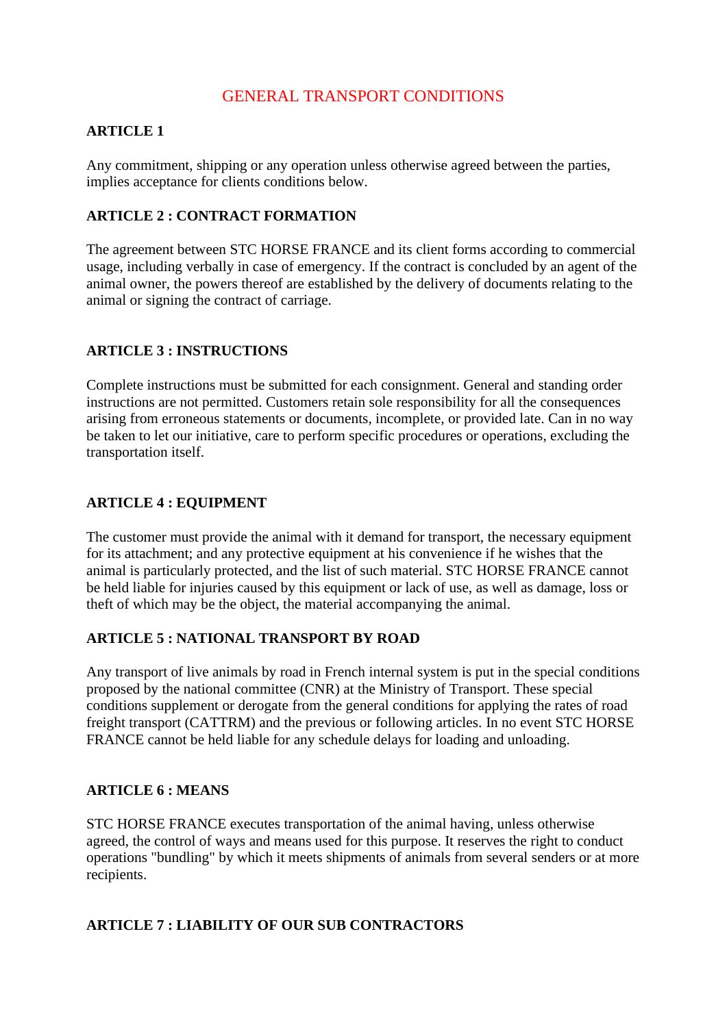# GENERAL TRANSPORT CONDITIONS

**ARTICLE 1**

Any commitment, shipping or any operation unless otherwise agreed between the parties, implies acceptance for clients conditions below.

**ARTICLE 2 : CONTRACT FORMATION**

The agreement between STC HORSE FRANCE and its client forms according to commercial usage, including verbally in case of emergency. If the contract is concluded by an agent of the animal owner, the powers thereof are established by the delivery of documents relating to the animal or signing the contract of carriage.

**ARTICLE 3 : INSTRUCTIONS**

Complete instructions must be submitted for each consignment. General and standing order instructions are not permitted. Customers retain sole responsibility for all the consequences arising from erroneous statements or documents, incomplete, or provided late. Can in no way be taken to let our initiative, care to perform specific procedures or operations, excluding the transportation itself.

**ARTICLE 4 : EQUIPMENT**

The customer must provide the animal with it demand for transport, the necessary equipment for its attachment; and any protective equipment at his convenience if he wishes that the animal is particularly protected, and the list of such material. STC HORSE FRANCE cannot be held liable for injuries caused by this equipment or lack of use, as well as damage, loss or theft of which may be the object, the material accompanying the animal.

**ARTICLE 5 : NATIONAL TRANSPORT BY ROAD**

Any transport of live animals by road in French internal system is put in the special conditions proposed by the national committee (CNR) at the Ministry of Transport. These special conditions supplement or derogate from the general conditions for applying the rates of road freight transport (CATTRM) and the previous or following articles. In no event STC HORSE FRANCE cannot be held liable for any schedule delays for loading and unloading.

**ARTICLE 6 : MEANS**

STC HORSE FRANCE executes transportation of the animal having, unless otherwise agreed, the control of ways and means used for this purpose. It reserves the right to conduct operations "bundling" by which it meets shipments of animals from several senders or at more recipients.

**ARTICLE 7 : LIABILITY OF OUR SUB CONTRACTORS**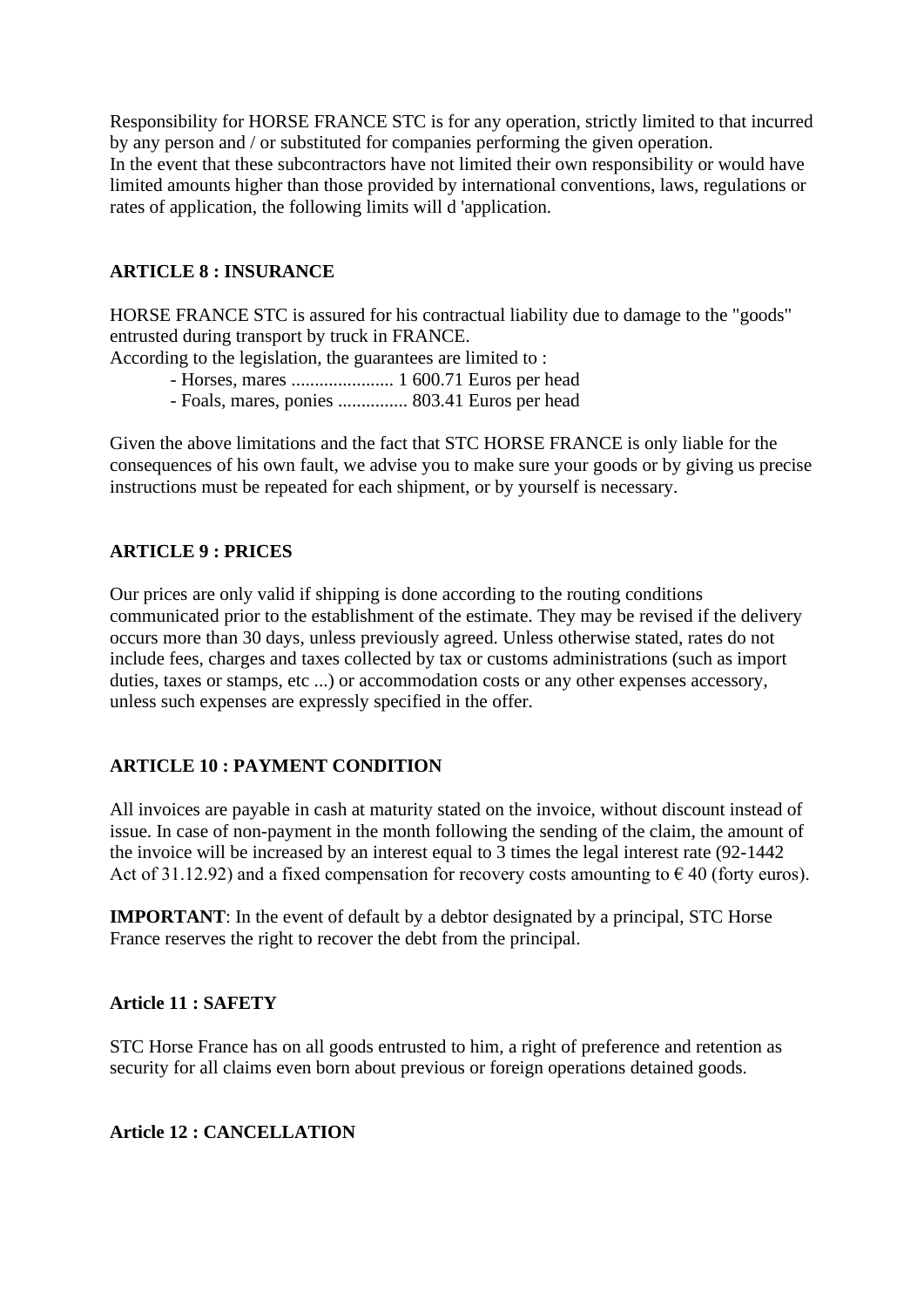Responsibility for HORSE FRANCE STC is for any operation, strictly limited to that incurred by any person and / or substituted for companies performing the given operation.
In the event that these subcontractors have not limited their own responsibility or would have limited amounts higher than those provided by international conventions, laws, regulations or rates of application, the following limits will d 'application.

**ARTICLE 8 : INSURANCE**

HORSE FRANCE STC is assured for his contractual liability due to damage to the "goods" entrusted during transport by truck in FRANCE.
According to the legislation, the guarantees are limited to :

- Horses, mares ...................... 1 600.71 Euros per head
- Foals, mares, ponies ............... 803.41 Euros per head

Given the above limitations and the fact that STC HORSE FRANCE is only liable for the consequences of his own fault, we advise you to make sure your goods or by giving us precise instructions must be repeated for each shipment, or by yourself is necessary.

**ARTICLE 9 : PRICES**

Our prices are only valid if shipping is done according to the routing conditions communicated prior to the establishment of the estimate. They may be revised if the delivery occurs more than 30 days, unless previously agreed. Unless otherwise stated, rates do not include fees, charges and taxes collected by tax or customs administrations (such as import duties, taxes or stamps, etc ...) or accommodation costs or any other expenses accessory, unless such expenses are expressly specified in the offer.

**ARTICLE 10 : PAYMENT CONDITION**

All invoices are payable in cash at maturity stated on the invoice, without discount instead of issue. In case of non-payment in the month following the sending of the claim, the amount of the invoice will be increased by an interest equal to 3 times the legal interest rate (92-1442 Act of 31.12.92) and a fixed compensation for recovery costs amounting to € 40 (forty euros).

**IMPORTANT**: In the event of default by a debtor designated by a principal, STC Horse France reserves the right to recover the debt from the principal.

**Article 11 : SAFETY**

STC Horse France has on all goods entrusted to him, a right of preference and retention as security for all claims even born about previous or foreign operations detained goods.

**Article 12 : CANCELLATION**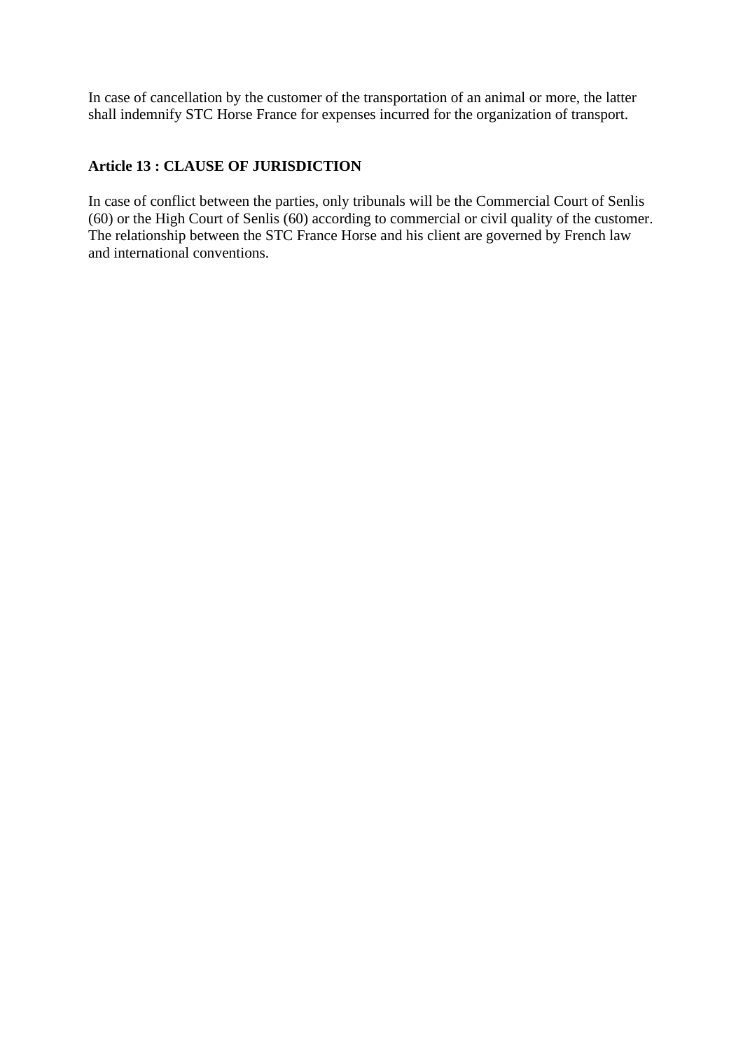In case of cancellation by the customer of the transportation of an animal or more, the latter shall indemnify STC Horse France for expenses incurred for the organization of transport.

### Article 13 : CLAUSE OF JURISDICTION

In case of conflict between the parties, only tribunals will be the Commercial Court of Senlis (60) or the High Court of Senlis (60) according to commercial or civil quality of the customer. The relationship between the STC France Horse and his client are governed by French law and international conventions.